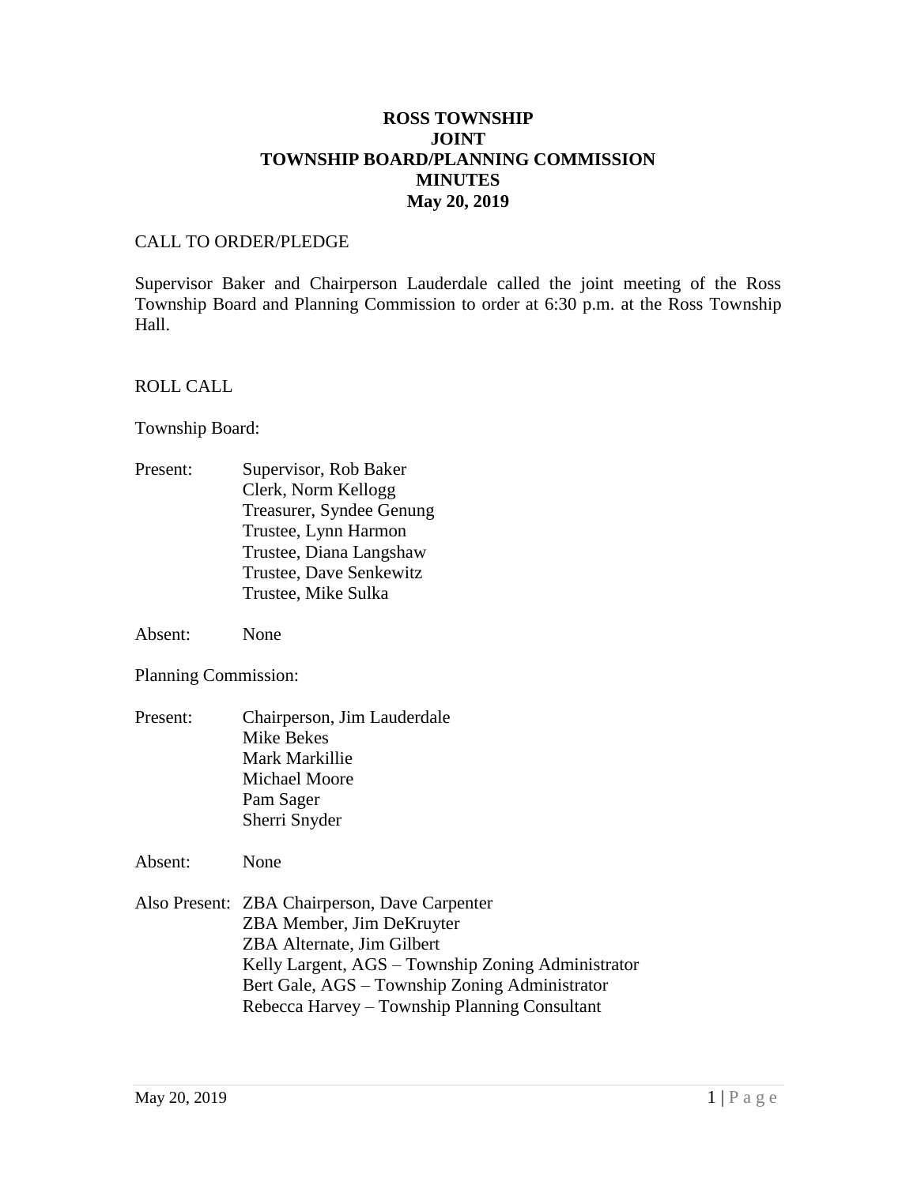# ROSS TOWNSHIP
# JOINT
# TOWNSHIP BOARD/PLANNING COMMISSION
# MINUTES
# May 20, 2019

CALL TO ORDER/PLEDGE

Supervisor Baker and Chairperson Lauderdale called the joint meeting of the Ross Township Board and Planning Commission to order at 6:30 p.m. at the Ross Township Hall.

ROLL CALL

Township Board:

Present: Supervisor, Rob Baker
Clerk, Norm Kellogg
Treasurer, Syndee Genung
Trustee, Lynn Harmon
Trustee, Diana Langshaw
Trustee, Dave Senkewitz
Trustee, Mike Sulka

Absent: None

Planning Commission:

Present: Chairperson, Jim Lauderdale
Mike Bekes
Mark Markillie
Michael Moore
Pam Sager
Sherri Snyder

Absent: None

Also Present: ZBA Chairperson, Dave Carpenter
ZBA Member, Jim DeKruyter
ZBA Alternate, Jim Gilbert
Kelly Largent, AGS – Township Zoning Administrator
Bert Gale, AGS – Township Zoning Administrator
Rebecca Harvey – Township Planning Consultant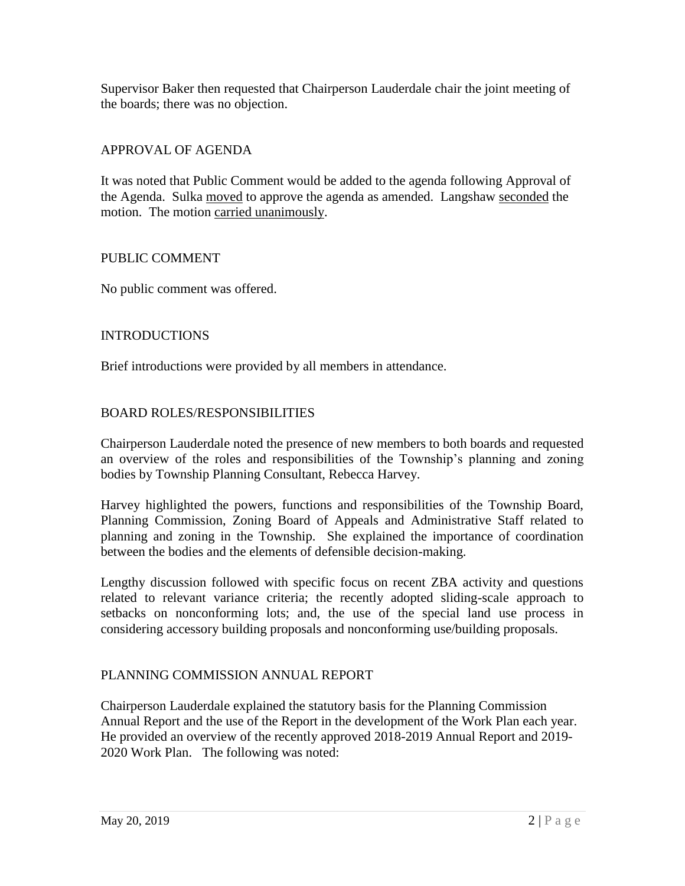Supervisor Baker then requested that Chairperson Lauderdale chair the joint meeting of the boards; there was no objection.

## APPROVAL OF AGENDA

It was noted that Public Comment would be added to the agenda following Approval of the Agenda. Sulka moved to approve the agenda as amended. Langshaw seconded the motion. The motion carried unanimously.

## PUBLIC COMMENT

No public comment was offered.

## INTRODUCTIONS

Brief introductions were provided by all members in attendance.

## BOARD ROLES/RESPONSIBILITIES

Chairperson Lauderdale noted the presence of new members to both boards and requested an overview of the roles and responsibilities of the Township's planning and zoning bodies by Township Planning Consultant, Rebecca Harvey.

Harvey highlighted the powers, functions and responsibilities of the Township Board, Planning Commission, Zoning Board of Appeals and Administrative Staff related to planning and zoning in the Township. She explained the importance of coordination between the bodies and the elements of defensible decision-making.

Lengthy discussion followed with specific focus on recent ZBA activity and questions related to relevant variance criteria; the recently adopted sliding-scale approach to setbacks on nonconforming lots; and, the use of the special land use process in considering accessory building proposals and nonconforming use/building proposals.

## PLANNING COMMISSION ANNUAL REPORT

Chairperson Lauderdale explained the statutory basis for the Planning Commission Annual Report and the use of the Report in the development of the Work Plan each year. He provided an overview of the recently approved 2018-2019 Annual Report and 2019-2020 Work Plan. The following was noted: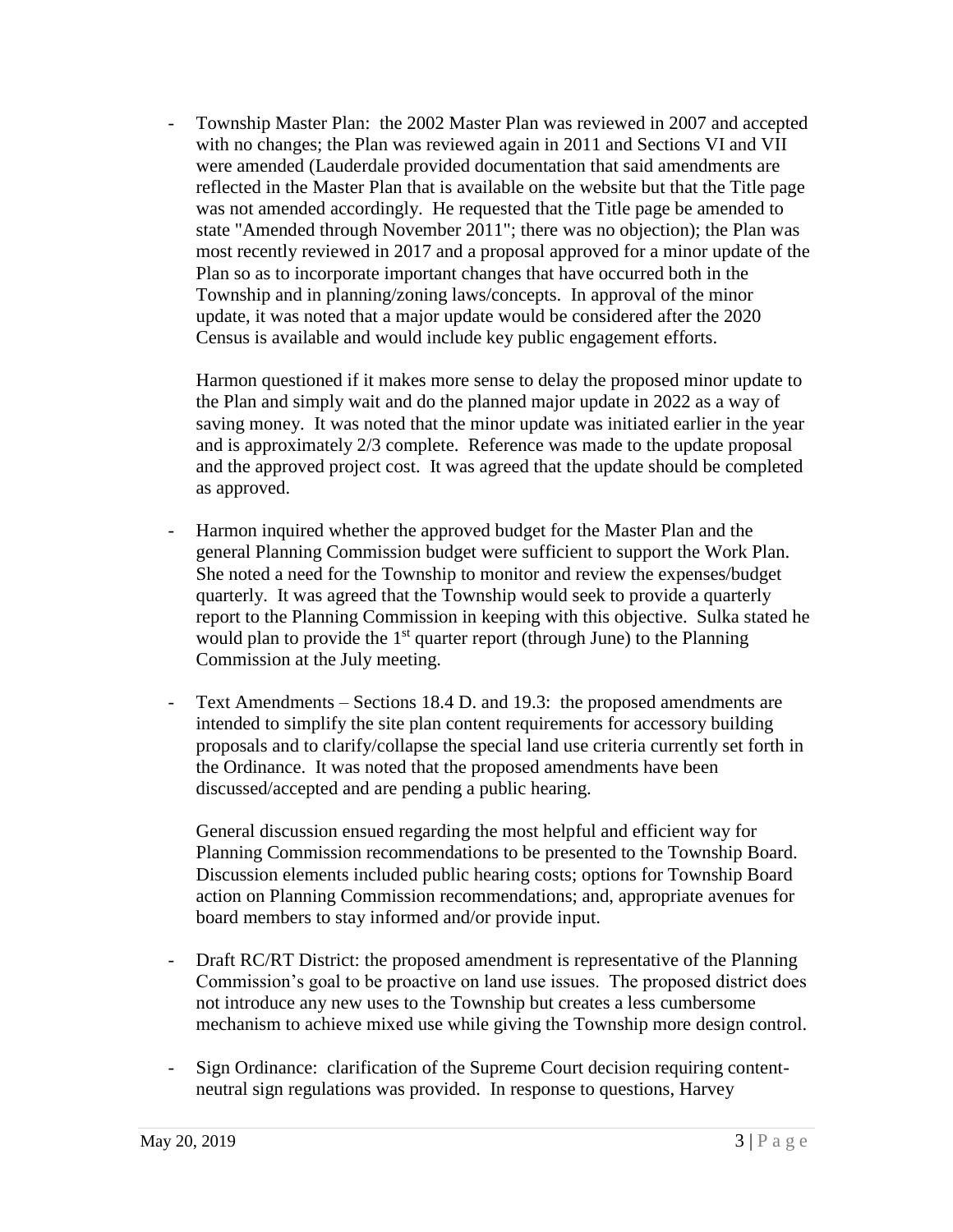- Township Master Plan: the 2002 Master Plan was reviewed in 2007 and accepted with no changes; the Plan was reviewed again in 2011 and Sections VI and VII were amended (Lauderdale provided documentation that said amendments are reflected in the Master Plan that is available on the website but that the Title page was not amended accordingly. He requested that the Title page be amended to state "Amended through November 2011"; there was no objection); the Plan was most recently reviewed in 2017 and a proposal approved for a minor update of the Plan so as to incorporate important changes that have occurred both in the Township and in planning/zoning laws/concepts. In approval of the minor update, it was noted that a major update would be considered after the 2020 Census is available and would include key public engagement efforts.

  Harmon questioned if it makes more sense to delay the proposed minor update to the Plan and simply wait and do the planned major update in 2022 as a way of saving money. It was noted that the minor update was initiated earlier in the year and is approximately 2/3 complete. Reference was made to the update proposal and the approved project cost. It was agreed that the update should be completed as approved.

- Harmon inquired whether the approved budget for the Master Plan and the general Planning Commission budget were sufficient to support the Work Plan. She noted a need for the Township to monitor and review the expenses/budget quarterly. It was agreed that the Township would seek to provide a quarterly report to the Planning Commission in keeping with this objective. Sulka stated he would plan to provide the 1st quarter report (through June) to the Planning Commission at the July meeting.

- Text Amendments – Sections 18.4 D. and 19.3: the proposed amendments are intended to simplify the site plan content requirements for accessory building proposals and to clarify/collapse the special land use criteria currently set forth in the Ordinance. It was noted that the proposed amendments have been discussed/accepted and are pending a public hearing.

  General discussion ensued regarding the most helpful and efficient way for Planning Commission recommendations to be presented to the Township Board. Discussion elements included public hearing costs; options for Township Board action on Planning Commission recommendations; and, appropriate avenues for board members to stay informed and/or provide input.

- Draft RC/RT District: the proposed amendment is representative of the Planning Commission's goal to be proactive on land use issues. The proposed district does not introduce any new uses to the Township but creates a less cumbersome mechanism to achieve mixed use while giving the Township more design control.

- Sign Ordinance: clarification of the Supreme Court decision requiring content-neutral sign regulations was provided. In response to questions, Harvey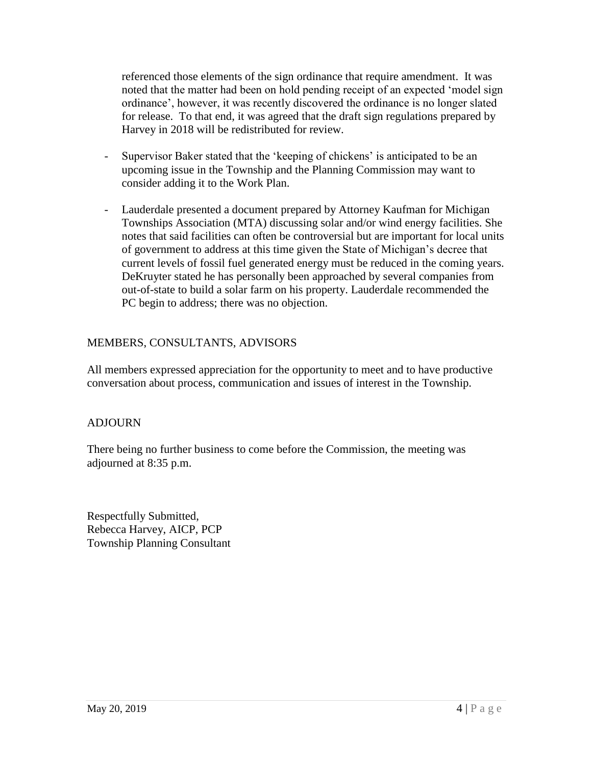referenced those elements of the sign ordinance that require amendment. It was noted that the matter had been on hold pending receipt of an expected 'model sign ordinance', however, it was recently discovered the ordinance is no longer slated for release. To that end, it was agreed that the draft sign regulations prepared by Harvey in 2018 will be redistributed for review.

- Supervisor Baker stated that the 'keeping of chickens' is anticipated to be an upcoming issue in the Township and the Planning Commission may want to consider adding it to the Work Plan.

- Lauderdale presented a document prepared by Attorney Kaufman for Michigan Townships Association (MTA) discussing solar and/or wind energy facilities. She notes that said facilities can often be controversial but are important for local units of government to address at this time given the State of Michigan's decree that current levels of fossil fuel generated energy must be reduced in the coming years. DeKruyter stated he has personally been approached by several companies from out-of-state to build a solar farm on his property. Lauderdale recommended the PC begin to address; there was no objection.

## MEMBERS, CONSULTANTS, ADVISORS

All members expressed appreciation for the opportunity to meet and to have productive conversation about process, communication and issues of interest in the Township.

## ADJOURN

There being no further business to come before the Commission, the meeting was adjourned at 8:35 p.m.

Respectfully Submitted,
Rebecca Harvey, AICP, PCP
Township Planning Consultant